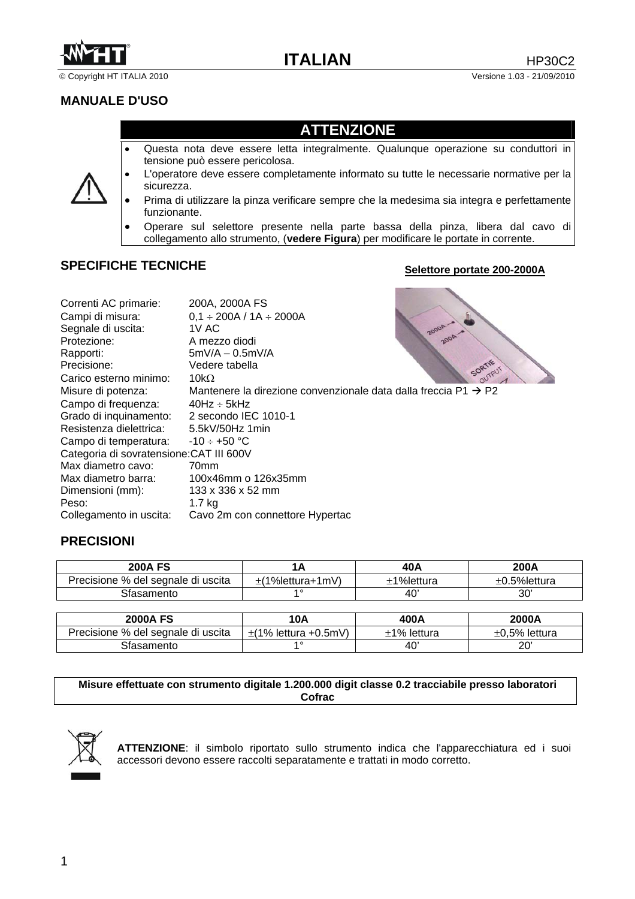# ITALIAN

HP30C2

© Copyright HT ITALIA 2010 Versione 1.03 - 21/09/2010

## MANUALE D'USO

### ATTENZIONE

- Questa nota deve essere letta integralmente. Qualunque operazione su conduttori in tensione può essere pericolosa.
- L'operatore deve essere completamente informato su tutte le necessarie normative per la sicurezza.
- Prima di utilizzare la pinza verificare sempre che la medesima sia integra e perfettamente funzionante.
- Operare sul selettore presente nella parte bassa della pinza, libera dal cavo di collegamento allo strumento, (**vedere Figura**) per modificare le portate in corrente.

## SPECIFICHE TECNICHE

**Selettore portate 200-2000A**

Correnti AC primarie: 200A, 2000A FS
Campi di misura: 0,1 ÷ 200A / 1A ÷ 2000A
Segnale di uscita: 1V AC
Protezione: A mezzo diodi
Rapporti: 5mV/A – 0.5mV/A
Precisione: Vedere tabella
Carico esterno minimo: 10kΩ
Misure di potenza: Mantenere la direzione convenzionale data dalla freccia P1 → P2
Campo di frequenza: 40Hz ÷ 5kHz
Grado di inquinamento: 2 secondo IEC 1010-1
Resistenza dielettrica: 5.5kV/50Hz 1min
Campo di temperatura: -10 ÷ +50 °C
Categoria di sovratensione: CAT III 600V
Max diametro cavo: 70mm
Max diametro barra: 100x46mm o 126x35mm
Dimensioni (mm): 133 x 336 x 52 mm
Peso: 1.7 kg
Collegamento in uscita: Cavo 2m con connettore Hypertac

## PRECISIONI

| 200A FS | 1A | 40A | 200A |
|---|---|---|---|
| Precisione % del segnale di uscita | ±(1%lettura+1mV) | ±1%lettura | ±0.5%lettura |
| Sfasamento | 1° | 40' | 30' |

| 2000A FS | 10A | 400A | 2000A |
|---|---|---|---|
| Precisione % del segnale di uscita | ±(1% lettura +0.5mV) | ±1% lettura | ±0,5% lettura |
| Sfasamento | 1° | 40' | 20' |

**Misure effettuate con strumento digitale 1.200.000 digit classe 0.2 tracciabile presso laboratori Cofrac**

**ATTENZIONE**: il simbolo riportato sullo strumento indica che l'apparecchiatura ed i suoi accessori devono essere raccolti separatamente e trattati in modo corretto.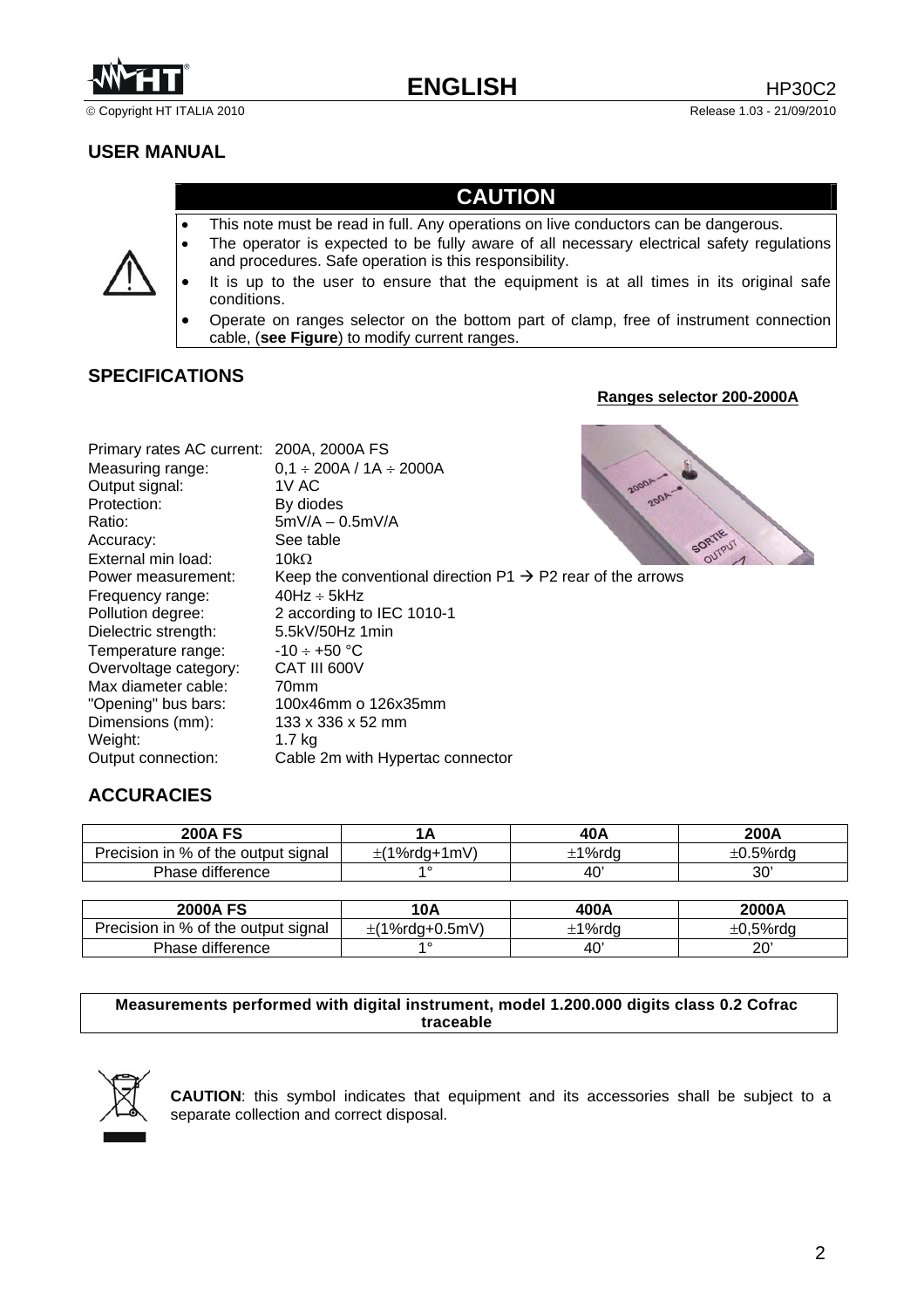## USER MANUAL

### CAUTION

- This note must be read in full. Any operations on live conductors can be dangerous.
- The operator is expected to be fully aware of all necessary electrical safety regulations and procedures. Safe operation is this responsibility.
- It is up to the user to ensure that the equipment is at all times in its original safe conditions.
- Operate on ranges selector on the bottom part of clamp, free of instrument connection cable, (**see Figure**) to modify current ranges.

## SPECIFICATIONS

**Ranges selector 200-2000A**

| | |
|---|---|
| Primary rates AC current: | 200A, 2000A FS |
| Measuring range: | 0,1 ÷ 200A / 1A ÷ 2000A |
| Output signal: | 1V AC |
| Protection: | By diodes |
| Ratio: | 5mV/A – 0.5mV/A |
| Accuracy: | See table |
| External min load: | 10kΩ |
| Power measurement: | Keep the conventional direction P1 → P2 rear of the arrows |
| Frequency range: | 40Hz ÷ 5kHz |
| Pollution degree: | 2 according to IEC 1010-1 |
| Dielectric strength: | 5.5kV/50Hz 1min |
| Temperature range: | -10 ÷ +50 °C |
| Overvoltage category: | CAT III 600V |
| Max diameter cable: | 70mm |
| "Opening" bus bars: | 100x46mm o 126x35mm |
| Dimensions (mm): | 133 x 336 x 52 mm |
| Weight: | 1.7 kg |
| Output connection: | Cable 2m with Hypertac connector |

## ACCURACIES

| 200A FS | 1A | 40A | 200A |
|---|---|---|---|
| Precision in % of the output signal | ±(1%rdg+1mV) | ±1%rdg | ±0.5%rdg |
| Phase difference | 1° | 40' | 30' |

| 2000A FS | 10A | 400A | 2000A |
|---|---|---|---|
| Precision in % of the output signal | ±(1%rdg+0.5mV) | ±1%rdg | ±0,5%rdg |
| Phase difference | 1° | 40' | 20' |

**Measurements performed with digital instrument, model 1.200.000 digits class 0.2 Cofrac traceable**

**CAUTION**: this symbol indicates that equipment and its accessories shall be subject to a separate collection and correct disposal.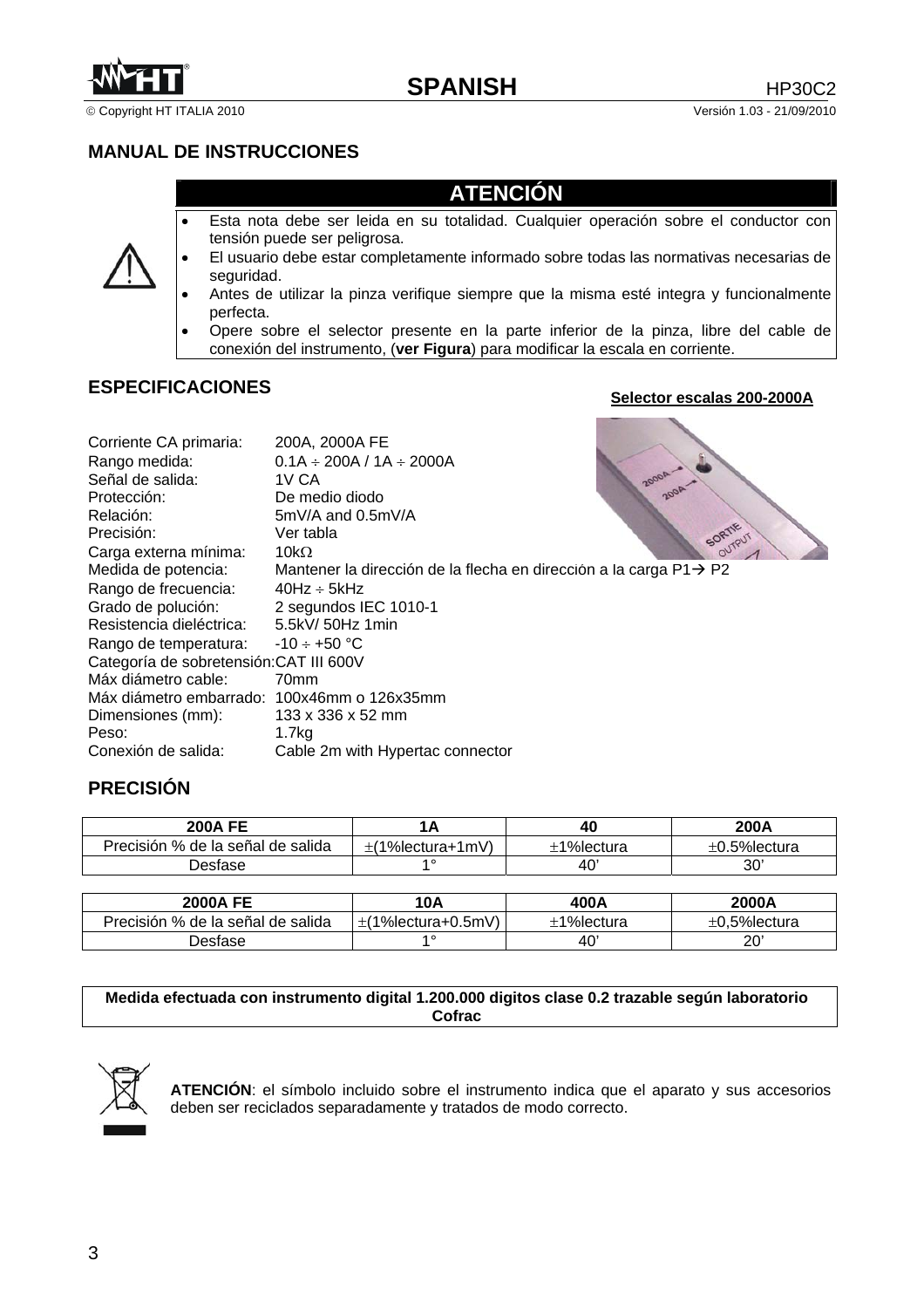## MANUAL DE INSTRUCCIONES

### ATENCIÓN

- Esta nota debe ser leida en su totalidad. Cualquier operación sobre el conductor con tensión puede ser peligrosa.
- El usuario debe estar completamente informado sobre todas las normativas necesarias de seguridad.
- Antes de utilizar la pinza verifique siempre que la misma esté integra y funcionalmente perfecta.
- Opere sobre el selector presente en la parte inferior de la pinza, libre del cable de conexión del instrumento, (**ver Figura**) para modificar la escala en corriente.

## ESPECIFICACIONES

**Selector escalas 200-2000A**

Corriente CA primaria: 200A, 2000A FE
Rango medida: 0.1A ÷ 200A / 1A ÷ 2000A
Señal de salida: 1V CA
Protección: De medio diodo
Relación: 5mV/A and 0.5mV/A
Precisión: Ver tabla
Carga externa mínima: 10kΩ
Medida de potencia: Mantener la dirección de la flecha en dirección a la carga P1→ P2
Rango de frecuencia: 40Hz ÷ 5kHz
Grado de polución: 2 segundos IEC 1010-1
Resistencia dieléctrica: 5.5kV/ 50Hz 1min
Rango de temperatura: -10 ÷ +50 °C
Categoría de sobretensión: CAT III 600V
Máx diámetro cable: 70mm
Máx diámetro embarrado: 100x46mm o 126x35mm
Dimensiones (mm): 133 x 336 x 52 mm
Peso: 1.7kg
Conexión de salida: Cable 2m with Hypertac connector

## PRECISIÓN

| 200A FE | 1A | 40 | 200A |
|---|---|---|---|
| Precisión % de la señal de salida | ±(1%lectura+1mV) | ±1%lectura | ±0.5%lectura |
| Desfase | 1° | 40’ | 30’ |

| 2000A FE | 10A | 400A | 2000A |
|---|---|---|---|
| Precisión % de la señal de salida | ±(1%lectura+0.5mV) | ±1%lectura | ±0,5%lectura |
| Desfase | 1° | 40’ | 20’ |

**Medida efectuada con instrumento digital 1.200.000 digitos clase 0.2 trazable según laboratorio Cofrac**

**ATENCIÓN**: el símbolo incluido sobre el instrumento indica que el aparato y sus accesorios deben ser reciclados separadamente y tratados de modo correcto.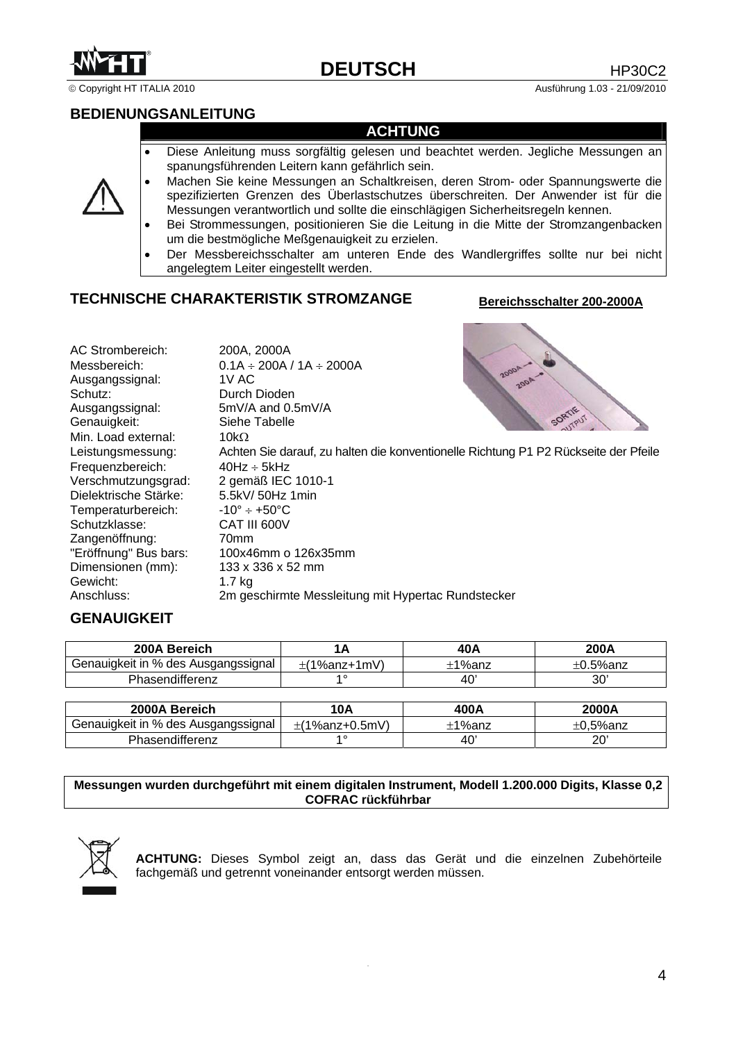## BEDIENUNGSANLEITUNG

**ACHTUNG**

- Diese Anleitung muss sorgfältig gelesen und beachtet werden. Jegliche Messungen an spanungsführenden Leitern kann gefährlich sein.
- Machen Sie keine Messungen an Schaltkreisen, deren Strom- oder Spannungswerte die spezifizierten Grenzen des Überlastschutzes überschreiten. Der Anwender ist für die Messungen verantwortlich und sollte die einschlägigen Sicherheitsregeln kennen.
- Bei Strommessungen, positionieren Sie die Leitung in die Mitte der Stromzangenbacken um die bestmögliche Meßgenauigkeit zu erzielen.
- Der Messbereichsschalter am unteren Ende des Wandlergriffes sollte nur bei nicht angelegtem Leiter eingestellt werden.

## TECHNISCHE CHARAKTERISTIK STROMZANGE

**Bereichsschalter 200-2000A**

2000A
200A
SORTIE
OUTPUT

AC Strombereich: 200A, 2000A
Messbereich: 0.1A ÷ 200A / 1A ÷ 2000A
Ausgangssignal: 1V AC
Schutz: Durch Dioden
Ausgangssignal: 5mV/A and 0.5mV/A
Genauigkeit: Siehe Tabelle
Min. Load external: 10kΩ
Leistungsmessung: Achten Sie darauf, zu halten die konventionelle Richtung P1 P2 Rückseite der Pfeile
Frequenzbereich: 40Hz ÷ 5kHz
Verschmutzungsgrad: 2 gemäß IEC 1010-1
Dielektrische Stärke: 5.5kV/ 50Hz 1min
Temperaturbereich: -10° ÷ +50°C
Schutzklasse: CAT III 600V
Zangenöffnung: 70mm
"Eröffnung" Bus bars: 100x46mm o 126x35mm
Dimensionen (mm): 133 x 336 x 52 mm
Gewicht: 1.7 kg
Anschluss: 2m geschirmte Messleitung mit Hypertac Rundstecker

## GENAUIGKEIT

| 200A Bereich | 1A | 40A | 200A |
|---|---|---|---|
| Genauigkeit in % des Ausgangssignal | ±(1%anz+1mV) | ±1%anz | ±0.5%anz |
| Phasendifferenz | 1° | 40' | 30' |

| 2000A Bereich | 10A | 400A | 2000A |
|---|---|---|---|
| Genauigkeit in % des Ausgangssignal | ±(1%anz+0.5mV) | ±1%anz | ±0,5%anz |
| Phasendifferenz | 1° | 40' | 20' |

**Messungen wurden durchgeführt mit einem digitalen Instrument, Modell 1.200.000 Digits, Klasse 0,2 COFRAC rückführbar**

**ACHTUNG:** Dieses Symbol zeigt an, dass das Gerät und die einzelnen Zubehörteile fachgemäß und getrennt voneinander entsorgt werden müssen.